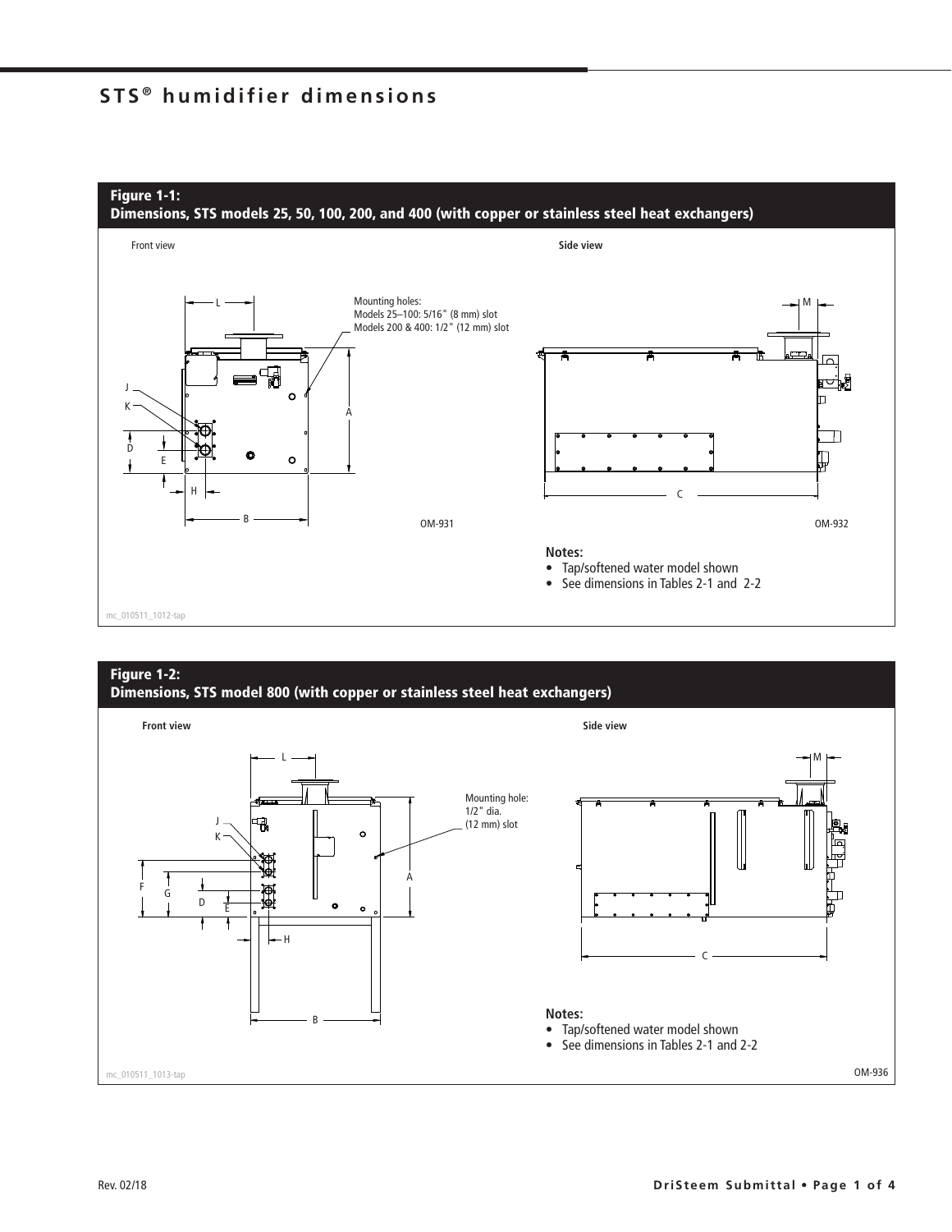# STS® humidifier dimensions

**Figure 1-1:**
**Dimensions, STS models 25, 50, 100, 200, and 400 (with copper or stainless steel heat exchangers)**

Front view

Mounting holes:
Models 25–100: 5/16" (8 mm) slot
Models 200 & 400: 1/2" (12 mm) slot

OM-931

**Side view**

OM-932

**Notes:**
- Tap/softened water model shown
- See dimensions in Tables 2-1 and 2-2

mc_010511_1012-tap

**Figure 1-2:**
**Dimensions, STS model 800 (with copper or stainless steel heat exchangers)**

**Front view**

Mounting hole:
1/2" dia.
(12 mm) slot

**Side view**

**Notes:**
- Tap/softened water model shown
- See dimensions in Tables 2-1 and 2-2

mc_010511_1013-tap

OM-936

Rev. 02/18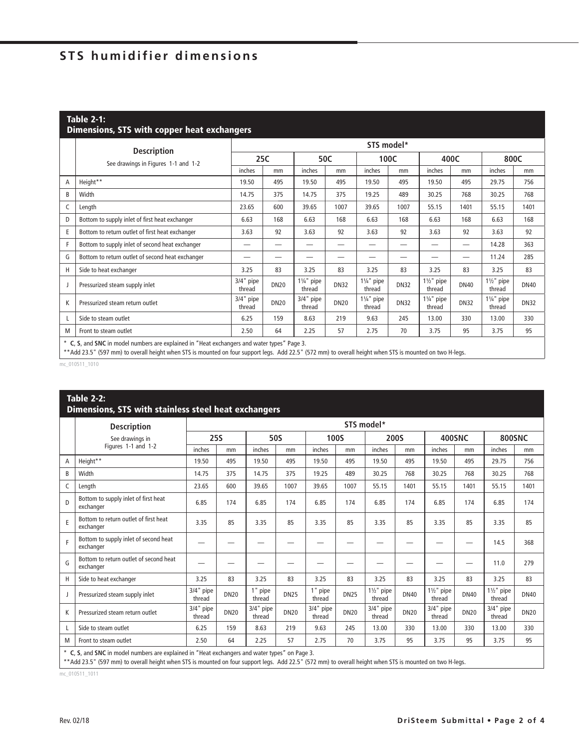# STS humidifier dimensions

**Table 2-1: Dimensions, STS with copper heat exchangers**

| | Description<br>See drawings in Figures 1-1 and 1-2 | STS model* | | | | | | | | | |
|---|---|---|---|---|---|---|---|---|---|---|---|
| | | 25C | | 50C | | 100C | | 400C | | 800C | |
| | | inches | mm | inches | mm | inches | mm | inches | mm | inches | mm |
| A | Height** | 19.50 | 495 | 19.50 | 495 | 19.50 | 495 | 19.50 | 495 | 29.75 | 756 |
| B | Width | 14.75 | 375 | 14.75 | 375 | 19.25 | 489 | 30.25 | 768 | 30.25 | 768 |
| C | Length | 23.65 | 600 | 39.65 | 1007 | 39.65 | 1007 | 55.15 | 1401 | 55.15 | 1401 |
| D | Bottom to supply inlet of first heat exchanger | 6.63 | 168 | 6.63 | 168 | 6.63 | 168 | 6.63 | 168 | 6.63 | 168 |
| E | Bottom to return outlet of first heat exchanger | 3.63 | 92 | 3.63 | 92 | 3.63 | 92 | 3.63 | 92 | 3.63 | 92 |
| F | Bottom to supply inlet of second heat exchanger | — | — | — | — | — | — | — | — | 14.28 | 363 |
| G | Bottom to return outlet of second heat exchanger | — | — | — | — | — | — | — | — | 11.24 | 285 |
| H | Side to heat exchanger | 3.25 | 83 | 3.25 | 83 | 3.25 | 83 | 3.25 | 83 | 3.25 | 83 |
| J | Pressurized steam supply inlet | 3/4" pipe thread | DN20 | 1¼" pipe thread | DN32 | 1¼" pipe thread | DN32 | 1½" pipe thread | DN40 | 1½" pipe thread | DN40 |
| K | Pressurized steam return outlet | 3/4" pipe thread | DN20 | 3/4" pipe thread | DN20 | 1¼" pipe thread | DN32 | 1¼" pipe thread | DN32 | 1¼" pipe thread | DN32 |
| L | Side to steam outlet | 6.25 | 159 | 8.63 | 219 | 9.63 | 245 | 13.00 | 330 | 13.00 | 330 |
| M | Front to steam outlet | 2.50 | 64 | 2.25 | 57 | 2.75 | 70 | 3.75 | 95 | 3.75 | 95 |

\* **C**, **S**, and **SNC** in model numbers are explained in "Heat exchangers and water types" Page 3.
\*\*Add 23.5" (597 mm) to overall height when STS is mounted on four support legs. Add 22.5" (572 mm) to overall height when STS is mounted on two H-legs.

mc_010511_1010

**Table 2-2: Dimensions, STS with stainless steel heat exchangers**

| | Description<br>See drawings in Figures 1-1 and 1-2 | STS model* | | | | | | | | | | | |
|---|---|---|---|---|---|---|---|---|---|---|---|---|---|
| | | 25S | | 50S | | 100S | | 200S | | 400SNC | | 800SNC | |
| | | inches | mm | inches | mm | inches | mm | inches | mm | inches | mm | inches | mm |
| A | Height** | 19.50 | 495 | 19.50 | 495 | 19.50 | 495 | 19.50 | 495 | 19.50 | 495 | 29.75 | 756 |
| B | Width | 14.75 | 375 | 14.75 | 375 | 19.25 | 489 | 30.25 | 768 | 30.25 | 768 | 30.25 | 768 |
| C | Length | 23.65 | 600 | 39.65 | 1007 | 39.65 | 1007 | 55.15 | 1401 | 55.15 | 1401 | 55.15 | 1401 |
| D | Bottom to supply inlet of first heat exchanger | 6.85 | 174 | 6.85 | 174 | 6.85 | 174 | 6.85 | 174 | 6.85 | 174 | 6.85 | 174 |
| E | Bottom to return outlet of first heat exchanger | 3.35 | 85 | 3.35 | 85 | 3.35 | 85 | 3.35 | 85 | 3.35 | 85 | 3.35 | 85 |
| F | Bottom to supply inlet of second heat exchanger | — | — | — | — | — | — | — | — | — | — | 14.5 | 368 |
| G | Bottom to return outlet of second heat exchanger | — | — | — | — | — | — | — | — | — | — | 11.0 | 279 |
| H | Side to heat exchanger | 3.25 | 83 | 3.25 | 83 | 3.25 | 83 | 3.25 | 83 | 3.25 | 83 | 3.25 | 83 |
| J | Pressurized steam supply inlet | 3/4" pipe thread | DN20 | 1" pipe thread | DN25 | 1" pipe thread | DN25 | 1½" pipe thread | DN40 | 1½" pipe thread | DN40 | 1½" pipe thread | DN40 |
| K | Pressurized steam return outlet | 3/4" pipe thread | DN20 | 3/4" pipe thread | DN20 | 3/4" pipe thread | DN20 | 3/4" pipe thread | DN20 | 3/4" pipe thread | DN20 | 3/4" pipe thread | DN20 |
| L | Side to steam outlet | 6.25 | 159 | 8.63 | 219 | 9.63 | 245 | 13.00 | 330 | 13.00 | 330 | 13.00 | 330 |
| M | Front to steam outlet | 2.50 | 64 | 2.25 | 57 | 2.75 | 70 | 3.75 | 95 | 3.75 | 95 | 3.75 | 95 |

\* **C**, **S**, and **SNC** in model numbers are explained in "Heat exchangers and water types" on Page 3.
\*\*Add 23.5" (597 mm) to overall height when STS is mounted on four support legs. Add 22.5" (572 mm) to overall height when STS is mounted on two H-legs.

mc_010511_1011

Rev. 02/18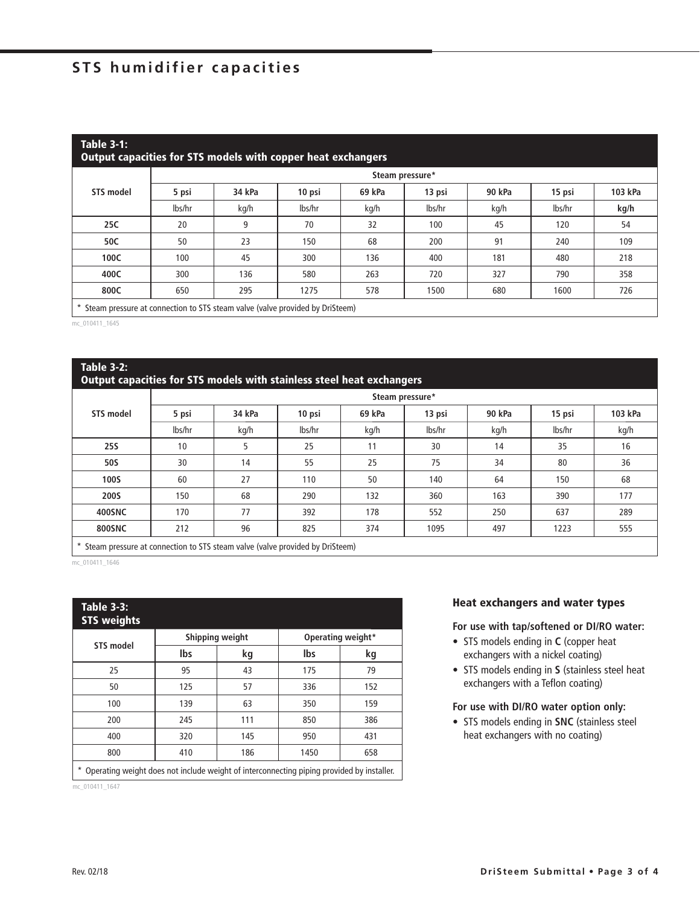# STS humidifier capacities

**Table 3-1: Output capacities for STS models with copper heat exchangers**

| STS model | Steam pressure* | | | | | | | |
|---|---|---|---|---|---|---|---|---|
| | 5 psi | 34 kPa | 10 psi | 69 kPa | 13 psi | 90 kPa | 15 psi | 103 kPa |
| | lbs/hr | kg/h | lbs/hr | kg/h | lbs/hr | kg/h | lbs/hr | kg/h |
| **25C** | 20 | 9 | 70 | 32 | 100 | 45 | 120 | 54 |
| **50C** | 50 | 23 | 150 | 68 | 200 | 91 | 240 | 109 |
| **100C** | 100 | 45 | 300 | 136 | 400 | 181 | 480 | 218 |
| **400C** | 300 | 136 | 580 | 263 | 720 | 327 | 790 | 358 |
| **800C** | 650 | 295 | 1275 | 578 | 1500 | 680 | 1600 | 726 |

\* Steam pressure at connection to STS steam valve (valve provided by DriSteem)

mc_010411_1645

**Table 3-2: Output capacities for STS models with stainless steel heat exchangers**

| STS model | Steam pressure* | | | | | | | |
|---|---|---|---|---|---|---|---|---|
| | 5 psi | 34 kPa | 10 psi | 69 kPa | 13 psi | 90 kPa | 15 psi | 103 kPa |
| | lbs/hr | kg/h | lbs/hr | kg/h | lbs/hr | kg/h | lbs/hr | kg/h |
| **25S** | 10 | 5 | 25 | 11 | 30 | 14 | 35 | 16 |
| **50S** | 30 | 14 | 55 | 25 | 75 | 34 | 80 | 36 |
| **100S** | 60 | 27 | 110 | 50 | 140 | 64 | 150 | 68 |
| **200S** | 150 | 68 | 290 | 132 | 360 | 163 | 390 | 177 |
| **400SNC** | 170 | 77 | 392 | 178 | 552 | 250 | 637 | 289 |
| **800SNC** | 212 | 96 | 825 | 374 | 1095 | 497 | 1223 | 555 |

\* Steam pressure at connection to STS steam valve (valve provided by DriSteem)

mc_010411_1646

**Table 3-3: STS weights**

| STS model | Shipping weight | | Operating weight* | |
|---|---|---|---|---|
| | lbs | kg | lbs | kg |
| 25 | 95 | 43 | 175 | 79 |
| 50 | 125 | 57 | 336 | 152 |
| 100 | 139 | 63 | 350 | 159 |
| 200 | 245 | 111 | 850 | 386 |
| 400 | 320 | 145 | 950 | 431 |
| 800 | 410 | 186 | 1450 | 658 |

\* Operating weight does not include weight of interconnecting piping provided by installer.

mc_010411_1647

### Heat exchangers and water types

**For use with tap/softened or DI/RO water:**

- STS models ending in **C** (copper heat exchangers with a nickel coating)
- STS models ending in **S** (stainless steel heat exchangers with a Teflon coating)

**For use with DI/RO water option only:**

- STS models ending in **SNC** (stainless steel heat exchangers with no coating)

Rev. 02/18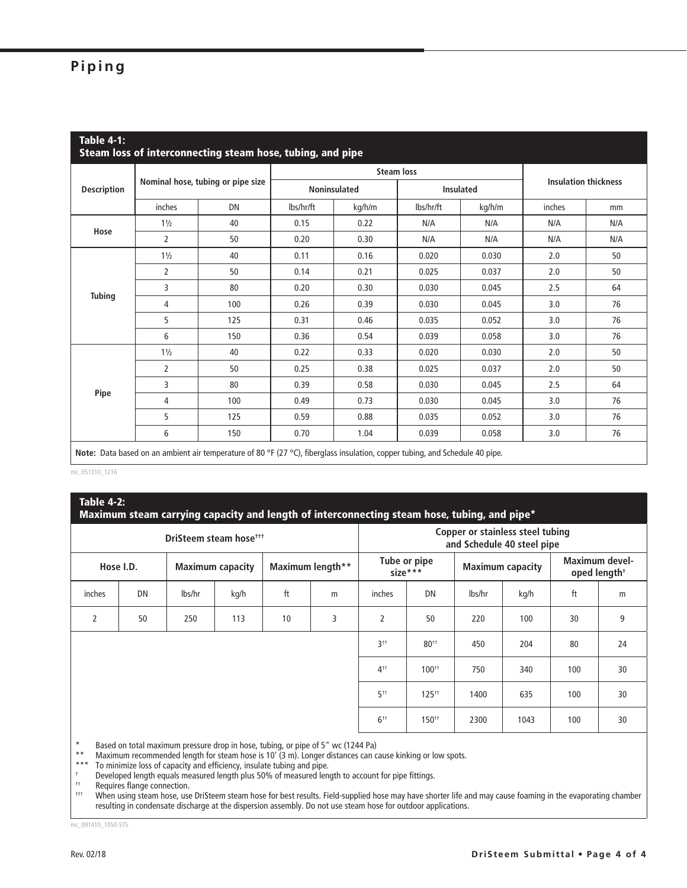## Piping

**Table 4-1: Steam loss of interconnecting steam hose, tubing, and pipe**

| Description | Nominal hose, tubing or pipe size | | Steam loss | | | | Insulation thickness | |
|---|---|---|---|---|---|---|---|---|
| | | | Noninsulated | | Insulated | | | |
| | inches | DN | lbs/hr/ft | kg/h/m | lbs/hr/ft | kg/h/m | inches | mm |
| Hose | 1½ | 40 | 0.15 | 0.22 | N/A | N/A | N/A | N/A |
| | 2 | 50 | 0.20 | 0.30 | N/A | N/A | N/A | N/A |
| Tubing | 1½ | 40 | 0.11 | 0.16 | 0.020 | 0.030 | 2.0 | 50 |
| | 2 | 50 | 0.14 | 0.21 | 0.025 | 0.037 | 2.0 | 50 |
| | 3 | 80 | 0.20 | 0.30 | 0.030 | 0.045 | 2.5 | 64 |
| | 4 | 100 | 0.26 | 0.39 | 0.030 | 0.045 | 3.0 | 76 |
| | 5 | 125 | 0.31 | 0.46 | 0.035 | 0.052 | 3.0 | 76 |
| | 6 | 150 | 0.36 | 0.54 | 0.039 | 0.058 | 3.0 | 76 |
| Pipe | 1½ | 40 | 0.22 | 0.33 | 0.020 | 0.030 | 2.0 | 50 |
| | 2 | 50 | 0.25 | 0.38 | 0.025 | 0.037 | 2.0 | 50 |
| | 3 | 80 | 0.39 | 0.58 | 0.030 | 0.045 | 2.5 | 64 |
| | 4 | 100 | 0.49 | 0.73 | 0.030 | 0.045 | 3.0 | 76 |
| | 5 | 125 | 0.59 | 0.88 | 0.035 | 0.052 | 3.0 | 76 |
| | 6 | 150 | 0.70 | 1.04 | 0.039 | 0.058 | 3.0 | 76 |

**Note:** Data based on an ambient air temperature of 80 °F (27 °C), fiberglass insulation, copper tubing, and Schedule 40 pipe.

mc_051310_1216

**Table 4-2: Maximum steam carrying capacity and length of interconnecting steam hose, tubing, and pipe***

| DriSteem steam hose††† | | | | | | Copper or stainless steel tubing and Schedule 40 steel pipe | | | | | |
|---|---|---|---|---|---|---|---|---|---|---|---|
| Hose I.D. | | Maximum capacity | | Maximum length** | | Tube or pipe size*** | | Maximum capacity | | Maximum developed length† | |
| inches | DN | lbs/hr | kg/h | ft | m | inches | DN | lbs/hr | kg/h | ft | m |
| 2 | 50 | 250 | 113 | 10 | 3 | 2 | 50 | 220 | 100 | 30 | 9 |
| | | | | | | 3†† | 80†† | 450 | 204 | 80 | 24 |
| | | | | | | 4†† | 100†† | 750 | 340 | 100 | 30 |
| | | | | | | 5†† | 125†† | 1400 | 635 | 100 | 30 |
| | | | | | | 6†† | 150†† | 2300 | 1043 | 100 | 30 |

\* Based on total maximum pressure drop in hose, tubing, or pipe of 5" wc (1244 Pa)

** Maximum recommended length for steam hose is 10' (3 m). Longer distances can cause kinking or low spots.

*** To minimize loss of capacity and efficiency, insulate tubing and pipe.

† Developed length equals measured length plus 50% of measured length to account for pipe fittings.

†† Requires flange connection.

††† When using steam hose, use DriSteem steam hose for best results. Field-supplied hose may have shorter life and may cause foaming in the evaporating chamber resulting in condensate discharge at the dispersion assembly. Do not use steam hose for outdoor applications.

mc_091410_1050-STS

Rev. 02/18